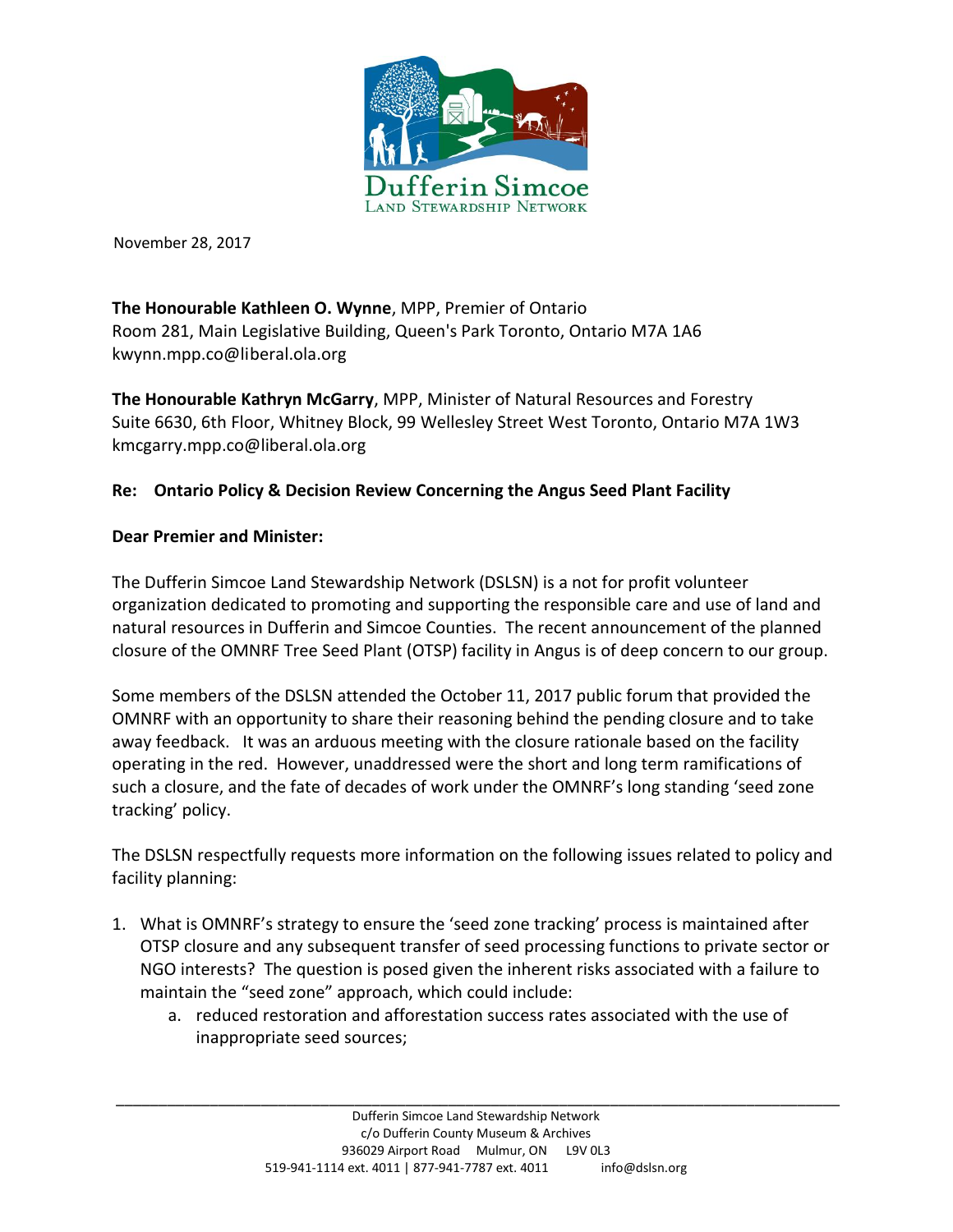Dufferin Simcoe
Land Stewardship Network

November 28, 2017

**The Honourable Kathleen O. Wynne**, MPP, Premier of Ontario
Room 281, Main Legislative Building, Queen's Park Toronto, Ontario M7A 1A6
kwynn.mpp.co@liberal.ola.org

**The Honourable Kathryn McGarry**, MPP, Minister of Natural Resources and Forestry
Suite 6630, 6th Floor, Whitney Block, 99 Wellesley Street West Toronto, Ontario M7A 1W3
kmcgarry.mpp.co@liberal.ola.org

**Re: Ontario Policy & Decision Review Concerning the Angus Seed Plant Facility**

**Dear Premier and Minister:**

The Dufferin Simcoe Land Stewardship Network (DSLSN) is a not for profit volunteer organization dedicated to promoting and supporting the responsible care and use of land and natural resources in Dufferin and Simcoe Counties. The recent announcement of the planned closure of the OMNRF Tree Seed Plant (OTSP) facility in Angus is of deep concern to our group.

Some members of the DSLSN attended the October 11, 2017 public forum that provided the OMNRF with an opportunity to share their reasoning behind the pending closure and to take away feedback. It was an arduous meeting with the closure rationale based on the facility operating in the red. However, unaddressed were the short and long term ramifications of such a closure, and the fate of decades of work under the OMNRF's long standing 'seed zone tracking' policy.

The DSLSN respectfully requests more information on the following issues related to policy and facility planning:

1. What is OMNRF's strategy to ensure the 'seed zone tracking' process is maintained after OTSP closure and any subsequent transfer of seed processing functions to private sector or NGO interests? The question is posed given the inherent risks associated with a failure to maintain the "seed zone" approach, which could include:
   a. reduced restoration and afforestation success rates associated with the use of inappropriate seed sources;

Dufferin Simcoe Land Stewardship Network
c/o Dufferin County Museum & Archives
936029 Airport Road Mulmur, ON L9V 0L3
519-941-1114 ext. 4011 | 877-941-7787 ext. 4011 info@dslsn.org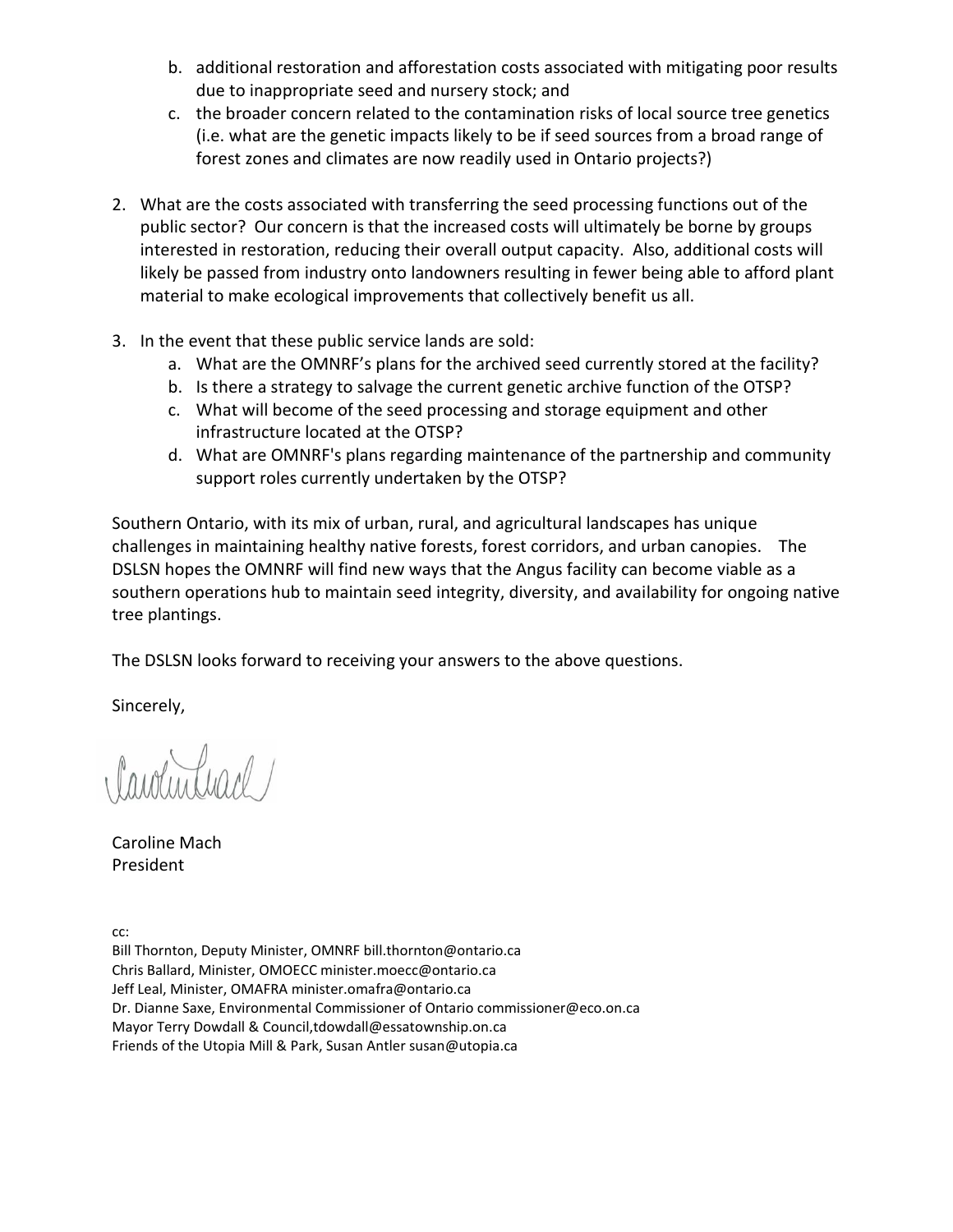b. additional restoration and afforestation costs associated with mitigating poor results due to inappropriate seed and nursery stock; and
c. the broader concern related to the contamination risks of local source tree genetics (i.e. what are the genetic impacts likely to be if seed sources from a broad range of forest zones and climates are now readily used in Ontario projects?)

2. What are the costs associated with transferring the seed processing functions out of the public sector? Our concern is that the increased costs will ultimately be borne by groups interested in restoration, reducing their overall output capacity. Also, additional costs will likely be passed from industry onto landowners resulting in fewer being able to afford plant material to make ecological improvements that collectively benefit us all.

3. In the event that these public service lands are sold:
   a. What are the OMNRF's plans for the archived seed currently stored at the facility?
   b. Is there a strategy to salvage the current genetic archive function of the OTSP?
   c. What will become of the seed processing and storage equipment and other infrastructure located at the OTSP?
   d. What are OMNRF's plans regarding maintenance of the partnership and community support roles currently undertaken by the OTSP?

Southern Ontario, with its mix of urban, rural, and agricultural landscapes has unique challenges in maintaining healthy native forests, forest corridors, and urban canopies. The DSLSN hopes the OMNRF will find new ways that the Angus facility can become viable as a southern operations hub to maintain seed integrity, diversity, and availability for ongoing native tree plantings.

The DSLSN looks forward to receiving your answers to the above questions.

Sincerely,

Caroline Mach
President

cc:
Bill Thornton, Deputy Minister, OMNRF bill.thornton@ontario.ca
Chris Ballard, Minister, OMOECC minister.moecc@ontario.ca
Jeff Leal, Minister, OMAFRA minister.omafra@ontario.ca
Dr. Dianne Saxe, Environmental Commissioner of Ontario commissioner@eco.on.ca
Mayor Terry Dowdall & Council,tdowdall@essatownship.on.ca
Friends of the Utopia Mill & Park, Susan Antler susan@utopia.ca